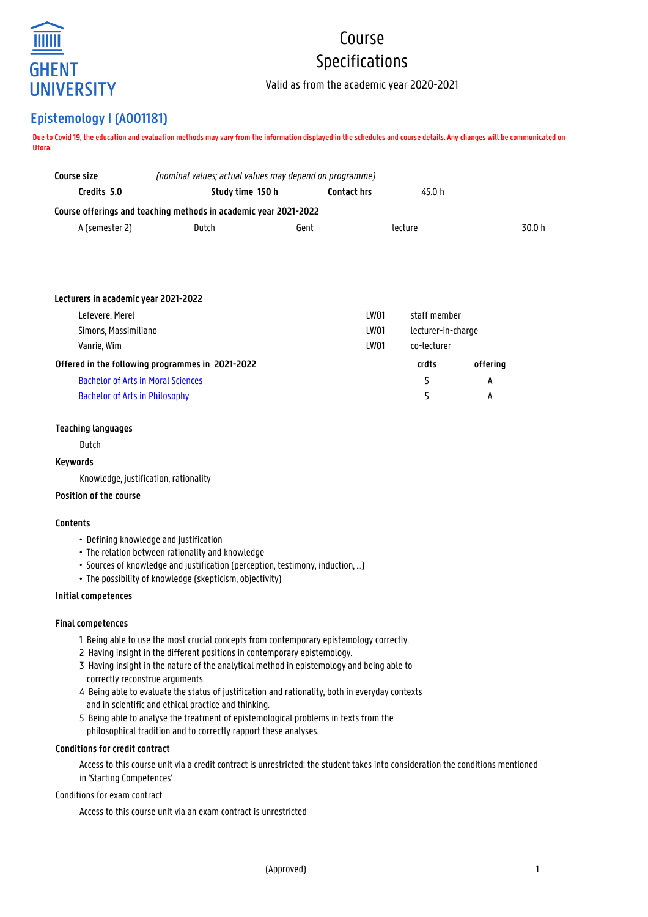GHENT UNIVERSITY

# Course Specifications

Valid as from the academic year 2020-2021

## Epistemology I (A001181)

**Due to Covid 19, the education and evaluation methods may vary from the information displayed in the schedules and course details. Any changes will be communicated on Ufora.**

**Course size** *(nominal values; actual values may depend on programme)*

| **Credits** 5.0 | **Study time** 150 h | **Contact hrs** | 45.0 h |
|---|---|---|---|

**Course offerings and teaching methods in academic year 2021-2022**

| A (semester 2) | Dutch | Gent | lecture | 30.0 h |
|---|---|---|---|---|

**Lecturers in academic year 2021-2022**

| | | |
|---|---|---|
| Lefevere, Merel | LW01 | staff member |
| Simons, Massimiliano | LW01 | lecturer-in-charge |
| Vanrie, Wim | LW01 | co-lecturer |

| **Offered in the following programmes in 2021-2022** | **crdts** | **offering** |
|---|---|---|
| Bachelor of Arts in Moral Sciences | 5 | A |
| Bachelor of Arts in Philosophy | 5 | A |

**Teaching languages**

Dutch

**Keywords**

Knowledge, justification, rationality

**Position of the course**

**Contents**

- Defining knowledge and justification
- The relation between rationality and knowledge
- Sources of knowledge and justification (perception, testimony, induction, ...)
- The possibility of knowledge (skepticism, objectivity)

**Initial competences**

**Final competences**

1 Being able to use the most crucial concepts from contemporary epistemology correctly.
2 Having insight in the different positions in contemporary epistemology.
3 Having insight in the nature of the analytical method in epistemology and being able to correctly reconstrue arguments.
4 Being able to evaluate the status of justification and rationality, both in everyday contexts and in scientific and ethical practice and thinking.
5 Being able to analyse the treatment of epistemological problems in texts from the philosophical tradition and to correctly rapport these analyses.

**Conditions for credit contract**

Access to this course unit via a credit contract is unrestricted: the student takes into consideration the conditions mentioned in 'Starting Competences'

Conditions for exam contract

Access to this course unit via an exam contract is unrestricted

(Approved)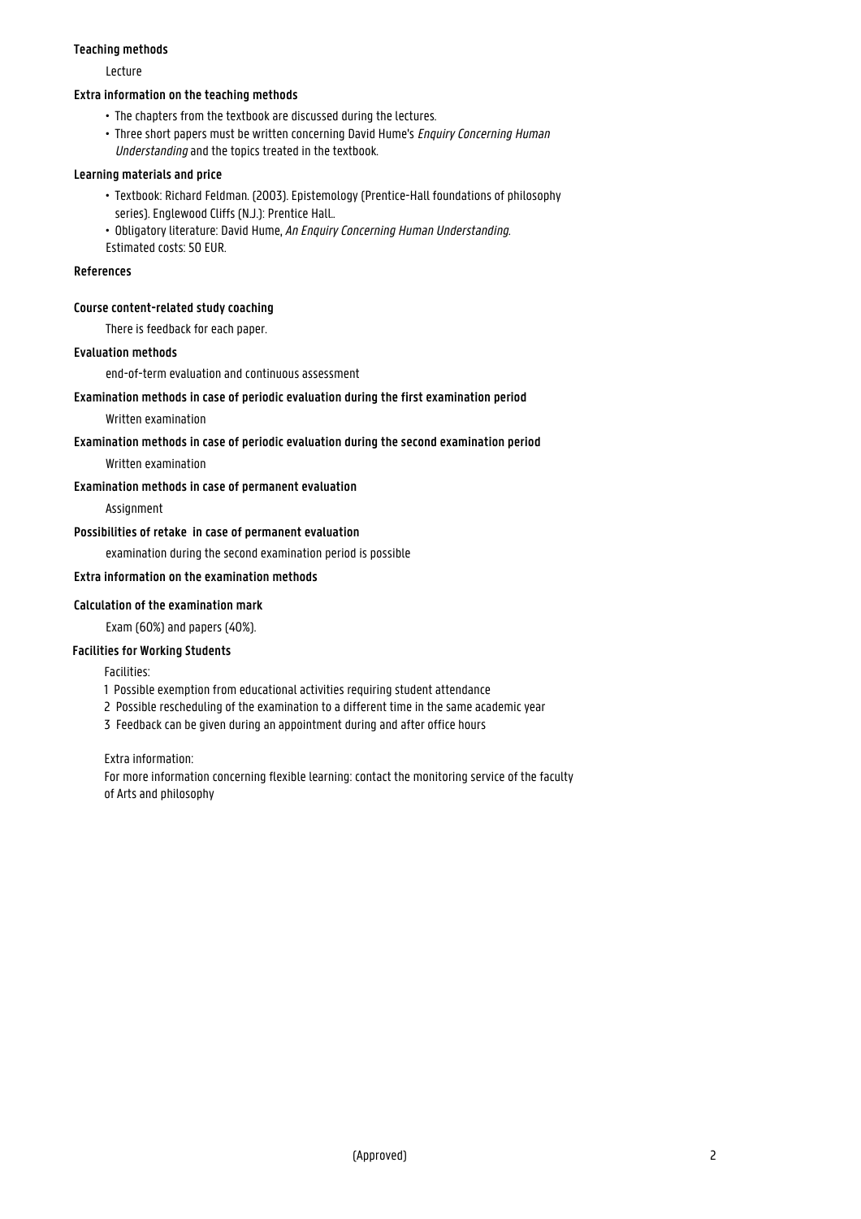### Teaching methods

Lecture

### Extra information on the teaching methods

- The chapters from the textbook are discussed during the lectures.
- Three short papers must be written concerning David Hume's *Enquiry Concerning Human Understanding* and the topics treated in the textbook.

### Learning materials and price

- Textbook: Richard Feldman. (2003). Epistemology (Prentice-Hall foundations of philosophy series). Englewood Cliffs (N.J.): Prentice Hall..
- Obligatory literature: David Hume, *An Enquiry Concerning Human Understanding*.

Estimated costs: 50 EUR.

### References

### Course content-related study coaching

There is feedback for each paper.

### Evaluation methods

end-of-term evaluation and continuous assessment

### Examination methods in case of periodic evaluation during the first examination period

Written examination

### Examination methods in case of periodic evaluation during the second examination period

Written examination

### Examination methods in case of permanent evaluation

Assignment

### Possibilities of retake in case of permanent evaluation

examination during the second examination period is possible

### Extra information on the examination methods

### Calculation of the examination mark

Exam (60%) and papers (40%).

### Facilities for Working Students

Facilities:

1 Possible exemption from educational activities requiring student attendance
2 Possible rescheduling of the examination to a different time in the same academic year
3 Feedback can be given during an appointment during and after office hours

Extra information:

For more information concerning flexible learning: contact the monitoring service of the faculty of Arts and philosophy